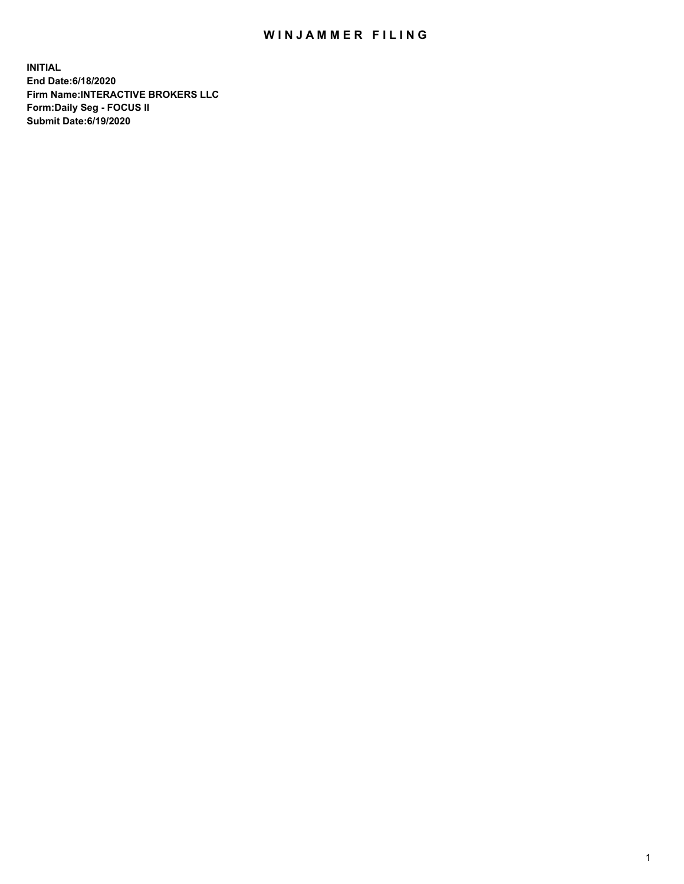# WINJAMMER FILING

**INITIAL**
**End Date:6/18/2020**
**Firm Name:INTERACTIVE BROKERS LLC**
**Form:Daily Seg - FOCUS II**
**Submit Date:6/19/2020**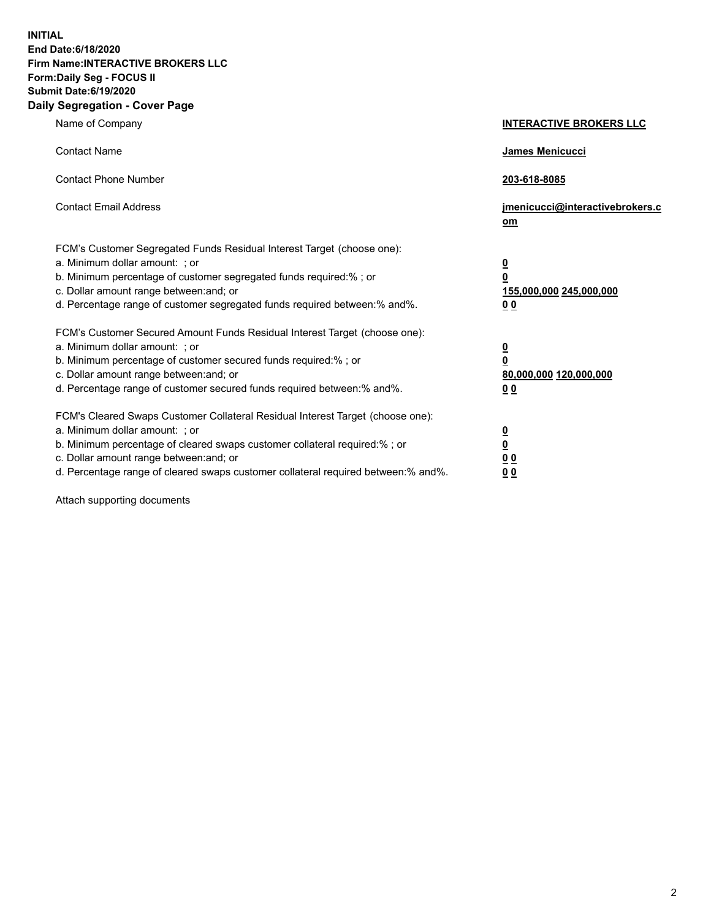**INITIAL**
**End Date:6/18/2020**
**Firm Name:INTERACTIVE BROKERS LLC**
**Form:Daily Seg - FOCUS II**
**Submit Date:6/19/2020**
**Daily Segregation - Cover Page**

| | |
|---|---|
| Name of Company | **INTERACTIVE BROKERS LLC** |
| Contact Name | **James Menicucci** |
| Contact Phone Number | **203-618-8085** |
| Contact Email Address | **jmenicucci@interactivebrokers.com** |
| FCM's Customer Segregated Funds Residual Interest Target (choose one): | |
| a. Minimum dollar amount: ; or | **0** |
| b. Minimum percentage of customer segregated funds required:% ; or | **0** |
| c. Dollar amount range between:and; or | **155,000,000** **245,000,000** |
| d. Percentage range of customer segregated funds required between:% and%. | **0** **0** |
| FCM's Customer Secured Amount Funds Residual Interest Target (choose one): | |
| a. Minimum dollar amount: ; or | **0** |
| b. Minimum percentage of customer secured funds required:% ; or | **0** |
| c. Dollar amount range between:and; or | **80,000,000** **120,000,000** |
| d. Percentage range of customer secured funds required between:% and%. | **0** **0** |
| FCM's Cleared Swaps Customer Collateral Residual Interest Target (choose one): | |
| a. Minimum dollar amount: ; or | **0** |
| b. Minimum percentage of cleared swaps customer collateral required:% ; or | **0** |
| c. Dollar amount range between:and; or | **0** **0** |
| d. Percentage range of cleared swaps customer collateral required between:% and%. | **0** **0** |

Attach supporting documents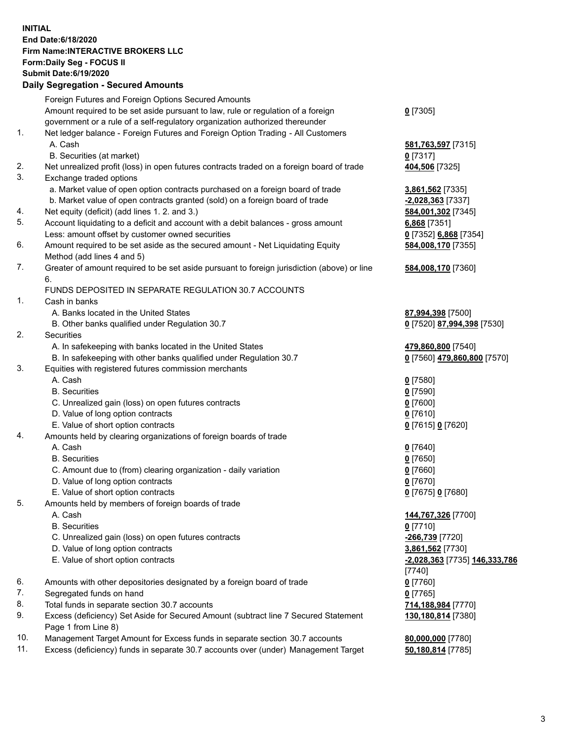**INITIAL**
**End Date:6/18/2020**
**Firm Name:INTERACTIVE BROKERS LLC**
**Form:Daily Seg - FOCUS II**
**Submit Date:6/19/2020**

## Daily Segregation - Secured Amounts

| | | |
|---|---|---|
| | Foreign Futures and Foreign Options Secured Amounts | |
| | Amount required to be set aside pursuant to law, rule or regulation of a foreign government or a rule of a self-regulatory organization authorized thereunder | **0** [7305] |
| 1. | Net ledger balance - Foreign Futures and Foreign Option Trading - All Customers | |
| | A. Cash | **581,763,597** [7315] |
| | B. Securities (at market) | **0** [7317] |
| 2. | Net unrealized profit (loss) in open futures contracts traded on a foreign board of trade | **404,506** [7325] |
| 3. | Exchange traded options | |
| | a. Market value of open option contracts purchased on a foreign board of trade | **3,861,562** [7335] |
| | b. Market value of open contracts granted (sold) on a foreign board of trade | **-2,028,363** [7337] |
| 4. | Net equity (deficit) (add lines 1. 2. and 3.) | **584,001,302** [7345] |
| 5. | Account liquidating to a deficit and account with a debit balances - gross amount | **6,868** [7351] |
| | Less: amount offset by customer owned securities | **0** [7352] **6,868** [7354] |
| 6. | Amount required to be set aside as the secured amount - Net Liquidating Equity Method (add lines 4 and 5) | **584,008,170** [7355] |
| 7. | Greater of amount required to be set aside pursuant to foreign jurisdiction (above) or line 6. | **584,008,170** [7360] |
| | FUNDS DEPOSITED IN SEPARATE REGULATION 30.7 ACCOUNTS | |
| 1. | Cash in banks | |
| | A. Banks located in the United States | **87,994,398** [7500] |
| | B. Other banks qualified under Regulation 30.7 | **0** [7520] **87,994,398** [7530] |
| 2. | Securities | |
| | A. In safekeeping with banks located in the United States | **479,860,800** [7540] |
| | B. In safekeeping with other banks qualified under Regulation 30.7 | **0** [7560] **479,860,800** [7570] |
| 3. | Equities with registered futures commission merchants | |
| | A. Cash | **0** [7580] |
| | B. Securities | **0** [7590] |
| | C. Unrealized gain (loss) on open futures contracts | **0** [7600] |
| | D. Value of long option contracts | **0** [7610] |
| | E. Value of short option contracts | **0** [7615] **0** [7620] |
| 4. | Amounts held by clearing organizations of foreign boards of trade | |
| | A. Cash | **0** [7640] |
| | B. Securities | **0** [7650] |
| | C. Amount due to (from) clearing organization - daily variation | **0** [7660] |
| | D. Value of long option contracts | **0** [7670] |
| | E. Value of short option contracts | **0** [7675] **0** [7680] |
| 5. | Amounts held by members of foreign boards of trade | |
| | A. Cash | **144,767,326** [7700] |
| | B. Securities | **0** [7710] |
| | C. Unrealized gain (loss) on open futures contracts | **-266,739** [7720] |
| | D. Value of long option contracts | **3,861,562** [7730] |
| | E. Value of short option contracts | **-2,028,363** [7735] **146,333,786** [7740] |
| 6. | Amounts with other depositories designated by a foreign board of trade | **0** [7760] |
| 7. | Segregated funds on hand | **0** [7765] |
| 8. | Total funds in separate section 30.7 accounts | **714,188,984** [7770] |
| 9. | Excess (deficiency) Set Aside for Secured Amount (subtract line 7 Secured Statement Page 1 from Line 8) | **130,180,814** [7380] |
| 10. | Management Target Amount for Excess funds in separate section 30.7 accounts | **80,000,000** [7780] |
| 11. | Excess (deficiency) funds in separate 30.7 accounts over (under) Management Target | **50,180,814** [7785] |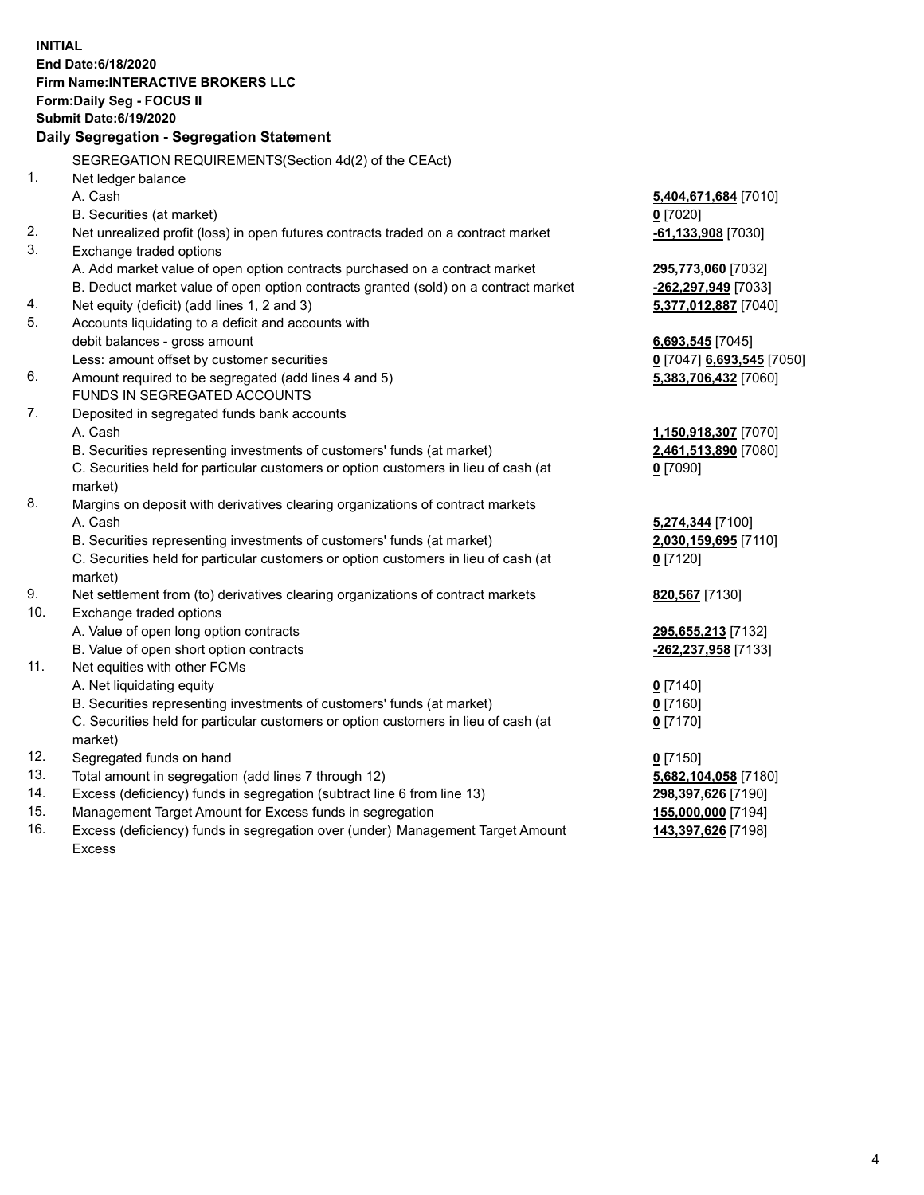**INITIAL**
**End Date:6/18/2020**
**Firm Name:INTERACTIVE BROKERS LLC**
**Form:Daily Seg - FOCUS II**
**Submit Date:6/19/2020**

### Daily Segregation - Segregation Statement

| | | |
|---|---|---|
| | SEGREGATION REQUIREMENTS(Section 4d(2) of the CEAct) | |
| 1. | Net ledger balance | |
| | A. Cash | **5,404,671,684** [7010] |
| | B. Securities (at market) | **0** [7020] |
| 2. | Net unrealized profit (loss) in open futures contracts traded on a contract market | **-61,133,908** [7030] |
| 3. | Exchange traded options | |
| | A. Add market value of open option contracts purchased on a contract market | **295,773,060** [7032] |
| | B. Deduct market value of open option contracts granted (sold) on a contract market | **-262,297,949** [7033] |
| 4. | Net equity (deficit) (add lines 1, 2 and 3) | **5,377,012,887** [7040] |
| 5. | Accounts liquidating to a deficit and accounts with | |
| | debit balances - gross amount | **6,693,545** [7045] |
| | Less: amount offset by customer securities | **0** [7047] **6,693,545** [7050] |
| 6. | Amount required to be segregated (add lines 4 and 5) | **5,383,706,432** [7060] |
| | FUNDS IN SEGREGATED ACCOUNTS | |
| 7. | Deposited in segregated funds bank accounts | |
| | A. Cash | **1,150,918,307** [7070] |
| | B. Securities representing investments of customers' funds (at market) | **2,461,513,890** [7080] |
| | C. Securities held for particular customers or option customers in lieu of cash (at market) | **0** [7090] |
| 8. | Margins on deposit with derivatives clearing organizations of contract markets | |
| | A. Cash | **5,274,344** [7100] |
| | B. Securities representing investments of customers' funds (at market) | **2,030,159,695** [7110] |
| | C. Securities held for particular customers or option customers in lieu of cash (at market) | **0** [7120] |
| 9. | Net settlement from (to) derivatives clearing organizations of contract markets | **820,567** [7130] |
| 10. | Exchange traded options | |
| | A. Value of open long option contracts | **295,655,213** [7132] |
| | B. Value of open short option contracts | **-262,237,958** [7133] |
| 11. | Net equities with other FCMs | |
| | A. Net liquidating equity | **0** [7140] |
| | B. Securities representing investments of customers' funds (at market) | **0** [7160] |
| | C. Securities held for particular customers or option customers in lieu of cash (at market) | **0** [7170] |
| 12. | Segregated funds on hand | **0** [7150] |
| 13. | Total amount in segregation (add lines 7 through 12) | **5,682,104,058** [7180] |
| 14. | Excess (deficiency) funds in segregation (subtract line 6 from line 13) | **298,397,626** [7190] |
| 15. | Management Target Amount for Excess funds in segregation | **155,000,000** [7194] |
| 16. | Excess (deficiency) funds in segregation over (under) Management Target Amount Excess | **143,397,626** [7198] |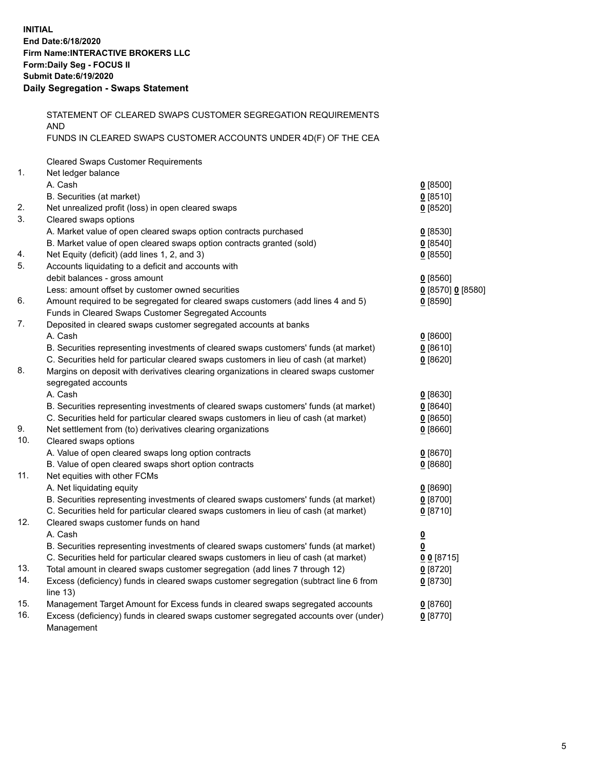**INITIAL**
**End Date:6/18/2020**
**Firm Name:INTERACTIVE BROKERS LLC**
**Form:Daily Seg - FOCUS II**
**Submit Date:6/19/2020**
**Daily Segregation - Swaps Statement**

STATEMENT OF CLEARED SWAPS CUSTOMER SEGREGATION REQUIREMENTS AND
FUNDS IN CLEARED SWAPS CUSTOMER ACCOUNTS UNDER 4D(F) OF THE CEA

| | | |
|---|---|---|
| | Cleared Swaps Customer Requirements | |
| 1. | Net ledger balance | |
| | A. Cash | 0 [8500] |
| | B. Securities (at market) | 0 [8510] |
| 2. | Net unrealized profit (loss) in open cleared swaps | 0 [8520] |
| 3. | Cleared swaps options | |
| | A. Market value of open cleared swaps option contracts purchased | 0 [8530] |
| | B. Market value of open cleared swaps option contracts granted (sold) | 0 [8540] |
| 4. | Net Equity (deficit) (add lines 1, 2, and 3) | 0 [8550] |
| 5. | Accounts liquidating to a deficit and accounts with | |
| | debit balances - gross amount | 0 [8560] |
| | Less: amount offset by customer owned securities | 0 [8570] 0 [8580] |
| 6. | Amount required to be segregated for cleared swaps customers (add lines 4 and 5) | 0 [8590] |
| | Funds in Cleared Swaps Customer Segregated Accounts | |
| 7. | Deposited in cleared swaps customer segregated accounts at banks | |
| | A. Cash | 0 [8600] |
| | B. Securities representing investments of cleared swaps customers' funds (at market) | 0 [8610] |
| | C. Securities held for particular cleared swaps customers in lieu of cash (at market) | 0 [8620] |
| 8. | Margins on deposit with derivatives clearing organizations in cleared swaps customer segregated accounts | |
| | A. Cash | 0 [8630] |
| | B. Securities representing investments of cleared swaps customers' funds (at market) | 0 [8640] |
| | C. Securities held for particular cleared swaps customers in lieu of cash (at market) | 0 [8650] |
| 9. | Net settlement from (to) derivatives clearing organizations | 0 [8660] |
| 10. | Cleared swaps options | |
| | A. Value of open cleared swaps long option contracts | 0 [8670] |
| | B. Value of open cleared swaps short option contracts | 0 [8680] |
| 11. | Net equities with other FCMs | |
| | A. Net liquidating equity | 0 [8690] |
| | B. Securities representing investments of cleared swaps customers' funds (at market) | 0 [8700] |
| | C. Securities held for particular cleared swaps customers in lieu of cash (at market) | 0 [8710] |
| 12. | Cleared swaps customer funds on hand | |
| | A. Cash | 0 |
| | B. Securities representing investments of cleared swaps customers' funds (at market) | 0 |
| | C. Securities held for particular cleared swaps customers in lieu of cash (at market) | 0 0 [8715] |
| 13. | Total amount in cleared swaps customer segregation (add lines 7 through 12) | 0 [8720] |
| 14. | Excess (deficiency) funds in cleared swaps customer segregation (subtract line 6 from line 13) | 0 [8730] |
| 15. | Management Target Amount for Excess funds in cleared swaps segregated accounts | 0 [8760] |
| 16. | Excess (deficiency) funds in cleared swaps customer segregated accounts over (under) Management | 0 [8770] |